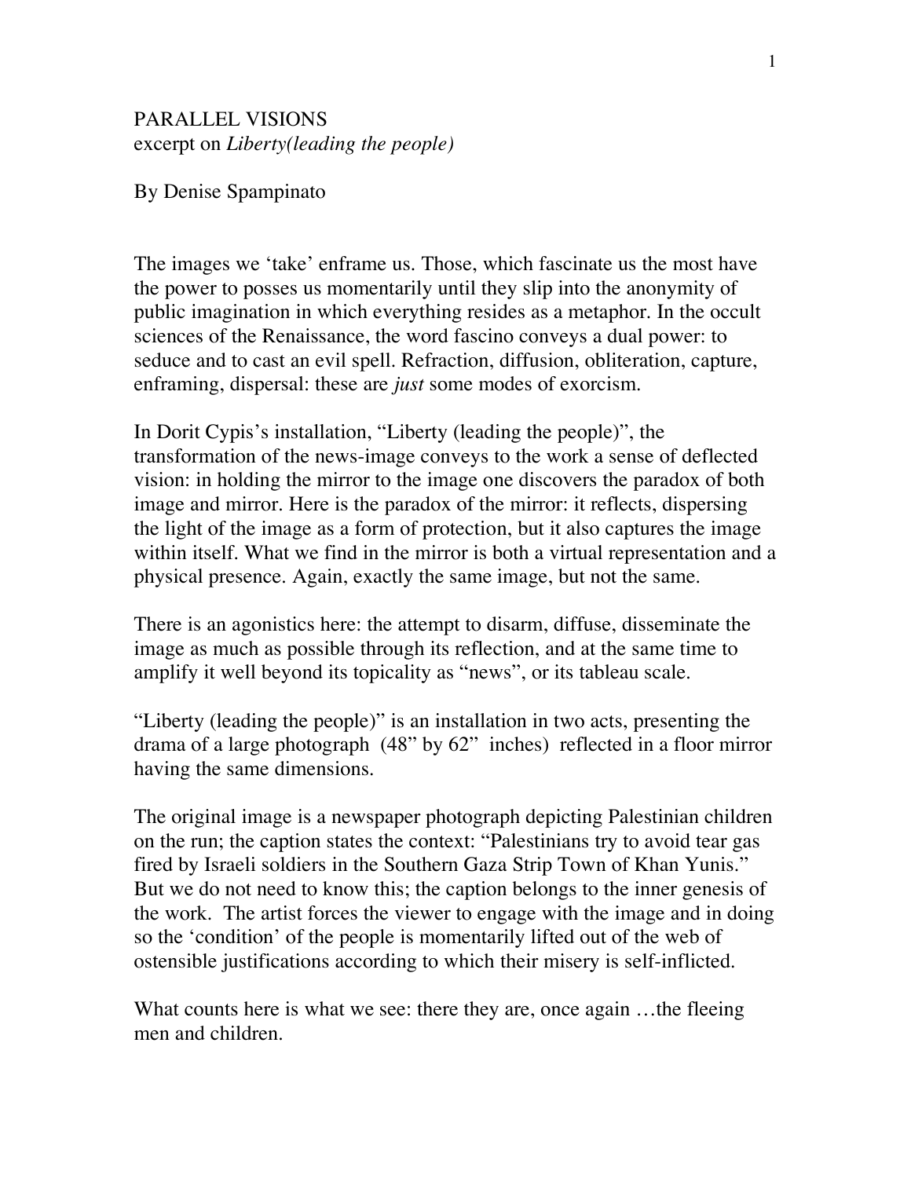PARALLEL VISIONS
excerpt on *Liberty(leading the people)*

By Denise Spampinato

The images we 'take' enframe us. Those, which fascinate us the most have the power to posses us momentarily until they slip into the anonymity of public imagination in which everything resides as a metaphor. In the occult sciences of the Renaissance, the word fascino conveys a dual power: to seduce and to cast an evil spell. Refraction, diffusion, obliteration, capture, enframing, dispersal: these are *just* some modes of exorcism.

In Dorit Cypis's installation, "Liberty (leading the people)", the transformation of the news-image conveys to the work a sense of deflected vision: in holding the mirror to the image one discovers the paradox of both image and mirror. Here is the paradox of the mirror: it reflects, dispersing the light of the image as a form of protection, but it also captures the image within itself. What we find in the mirror is both a virtual representation and a physical presence. Again, exactly the same image, but not the same.

There is an agonistics here: the attempt to disarm, diffuse, disseminate the image as much as possible through its reflection, and at the same time to amplify it well beyond its topicality as "news", or its tableau scale.

"Liberty (leading the people)" is an installation in two acts, presenting the drama of a large photograph (48" by 62" inches) reflected in a floor mirror having the same dimensions.

The original image is a newspaper photograph depicting Palestinian children on the run; the caption states the context: "Palestinians try to avoid tear gas fired by Israeli soldiers in the Southern Gaza Strip Town of Khan Yunis." But we do not need to know this; the caption belongs to the inner genesis of the work. The artist forces the viewer to engage with the image and in doing so the 'condition' of the people is momentarily lifted out of the web of ostensible justifications according to which their misery is self-inflicted.

What counts here is what we see: there they are, once again …the fleeing men and children.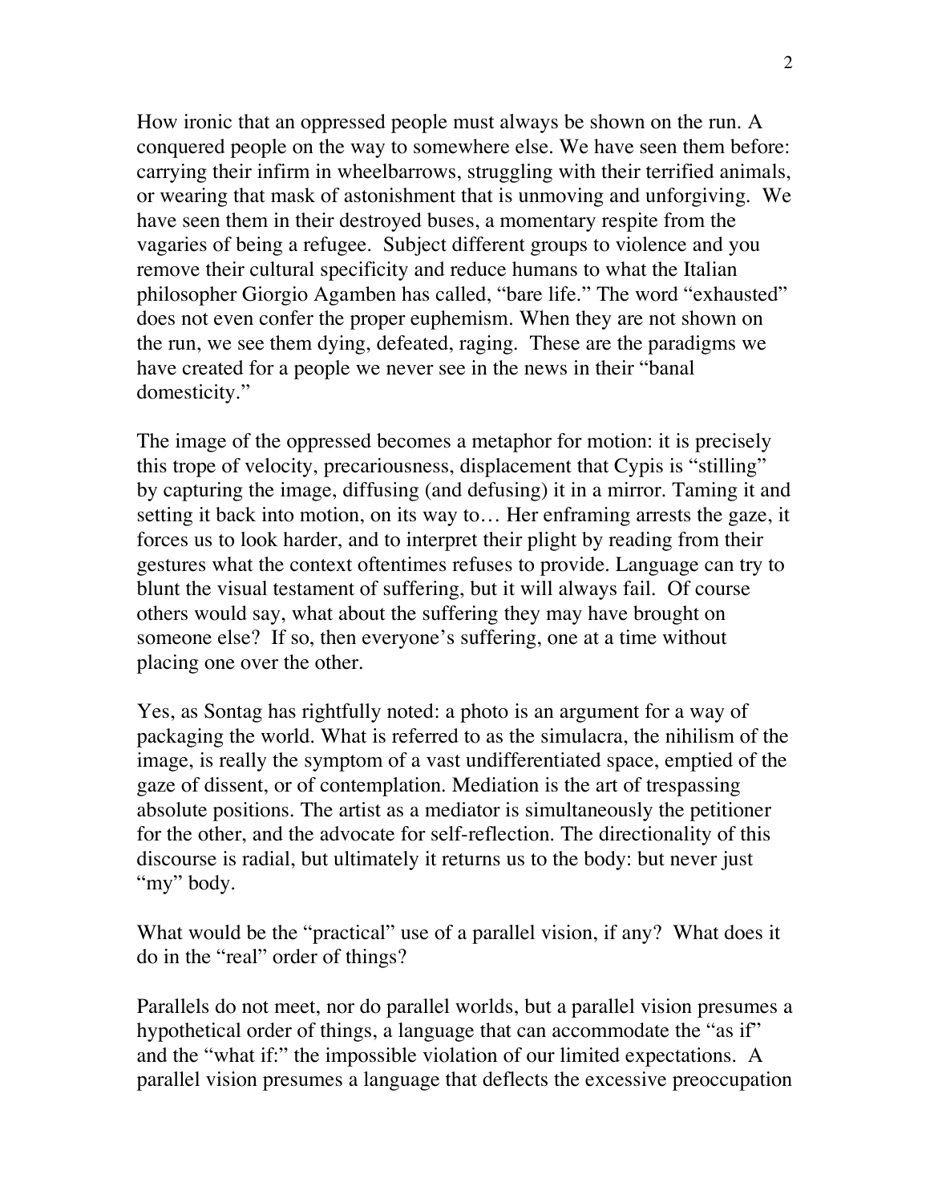How ironic that an oppressed people must always be shown on the run. A conquered people on the way to somewhere else. We have seen them before: carrying their infirm in wheelbarrows, struggling with their terrified animals, or wearing that mask of astonishment that is unmoving and unforgiving. We have seen them in their destroyed buses, a momentary respite from the vagaries of being a refugee. Subject different groups to violence and you remove their cultural specificity and reduce humans to what the Italian philosopher Giorgio Agamben has called, "bare life." The word "exhausted" does not even confer the proper euphemism. When they are not shown on the run, we see them dying, defeated, raging. These are the paradigms we have created for a people we never see in the news in their "banal domesticity."

The image of the oppressed becomes a metaphor for motion: it is precisely this trope of velocity, precariousness, displacement that Cypis is "stilling" by capturing the image, diffusing (and defusing) it in a mirror. Taming it and setting it back into motion, on its way to… Her enframing arrests the gaze, it forces us to look harder, and to interpret their plight by reading from their gestures what the context oftentimes refuses to provide. Language can try to blunt the visual testament of suffering, but it will always fail. Of course others would say, what about the suffering they may have brought on someone else? If so, then everyone's suffering, one at a time without placing one over the other.

Yes, as Sontag has rightfully noted: a photo is an argument for a way of packaging the world. What is referred to as the simulacra, the nihilism of the image, is really the symptom of a vast undifferentiated space, emptied of the gaze of dissent, or of contemplation. Mediation is the art of trespassing absolute positions. The artist as a mediator is simultaneously the petitioner for the other, and the advocate for self-reflection. The directionality of this discourse is radial, but ultimately it returns us to the body: but never just "my" body.

What would be the "practical" use of a parallel vision, if any? What does it do in the "real" order of things?

Parallels do not meet, nor do parallel worlds, but a parallel vision presumes a hypothetical order of things, a language that can accommodate the "as if" and the "what if:" the impossible violation of our limited expectations. A parallel vision presumes a language that deflects the excessive preoccupation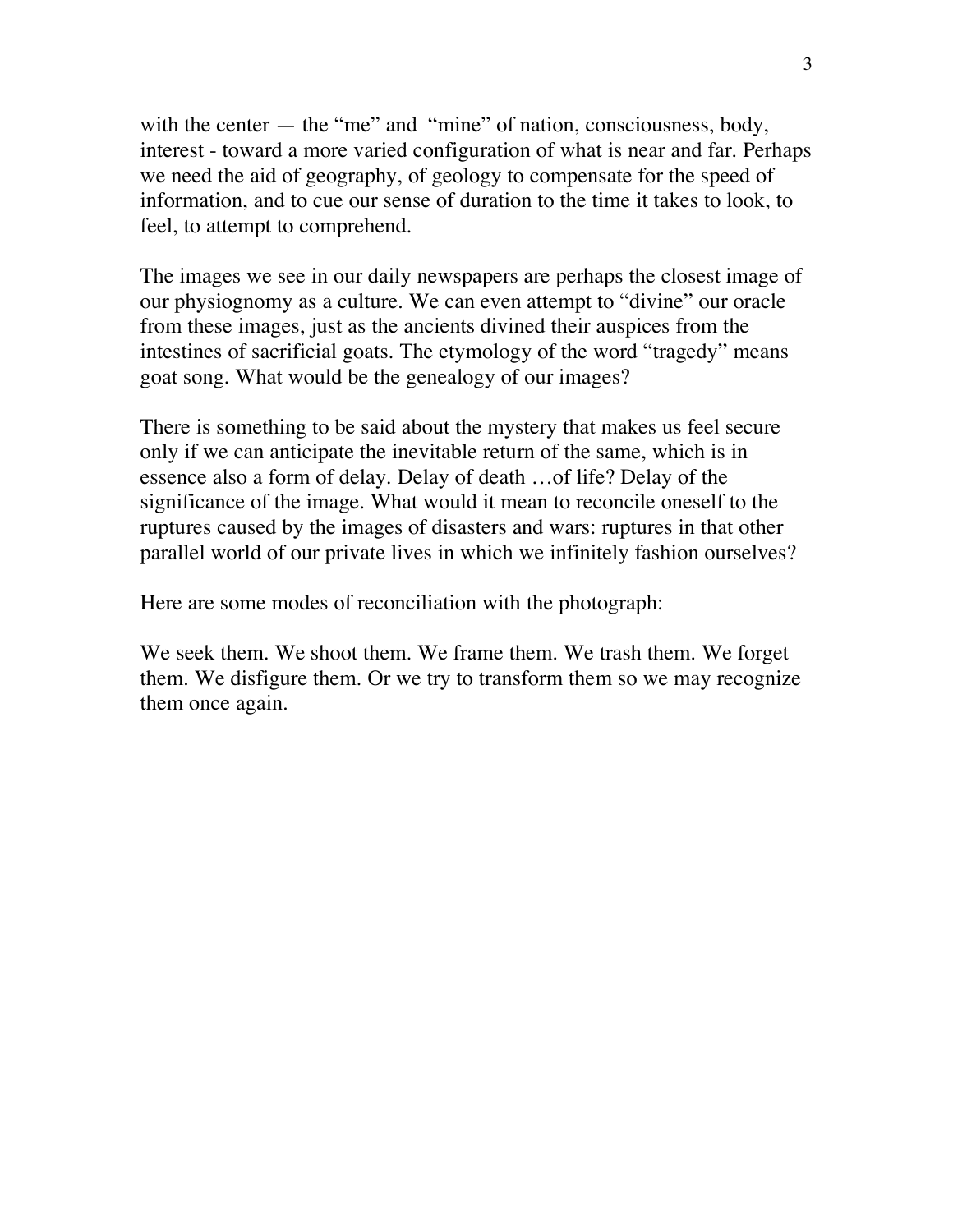with the center — the "me" and "mine" of nation, consciousness, body, interest - toward a more varied configuration of what is near and far. Perhaps we need the aid of geography, of geology to compensate for the speed of information, and to cue our sense of duration to the time it takes to look, to feel, to attempt to comprehend.

The images we see in our daily newspapers are perhaps the closest image of our physiognomy as a culture. We can even attempt to "divine" our oracle from these images, just as the ancients divined their auspices from the intestines of sacrificial goats. The etymology of the word "tragedy" means goat song. What would be the genealogy of our images?

There is something to be said about the mystery that makes us feel secure only if we can anticipate the inevitable return of the same, which is in essence also a form of delay. Delay of death …of life? Delay of the significance of the image. What would it mean to reconcile oneself to the ruptures caused by the images of disasters and wars: ruptures in that other parallel world of our private lives in which we infinitely fashion ourselves?

Here are some modes of reconciliation with the photograph:

We seek them. We shoot them. We frame them. We trash them. We forget them. We disfigure them. Or we try to transform them so we may recognize them once again.